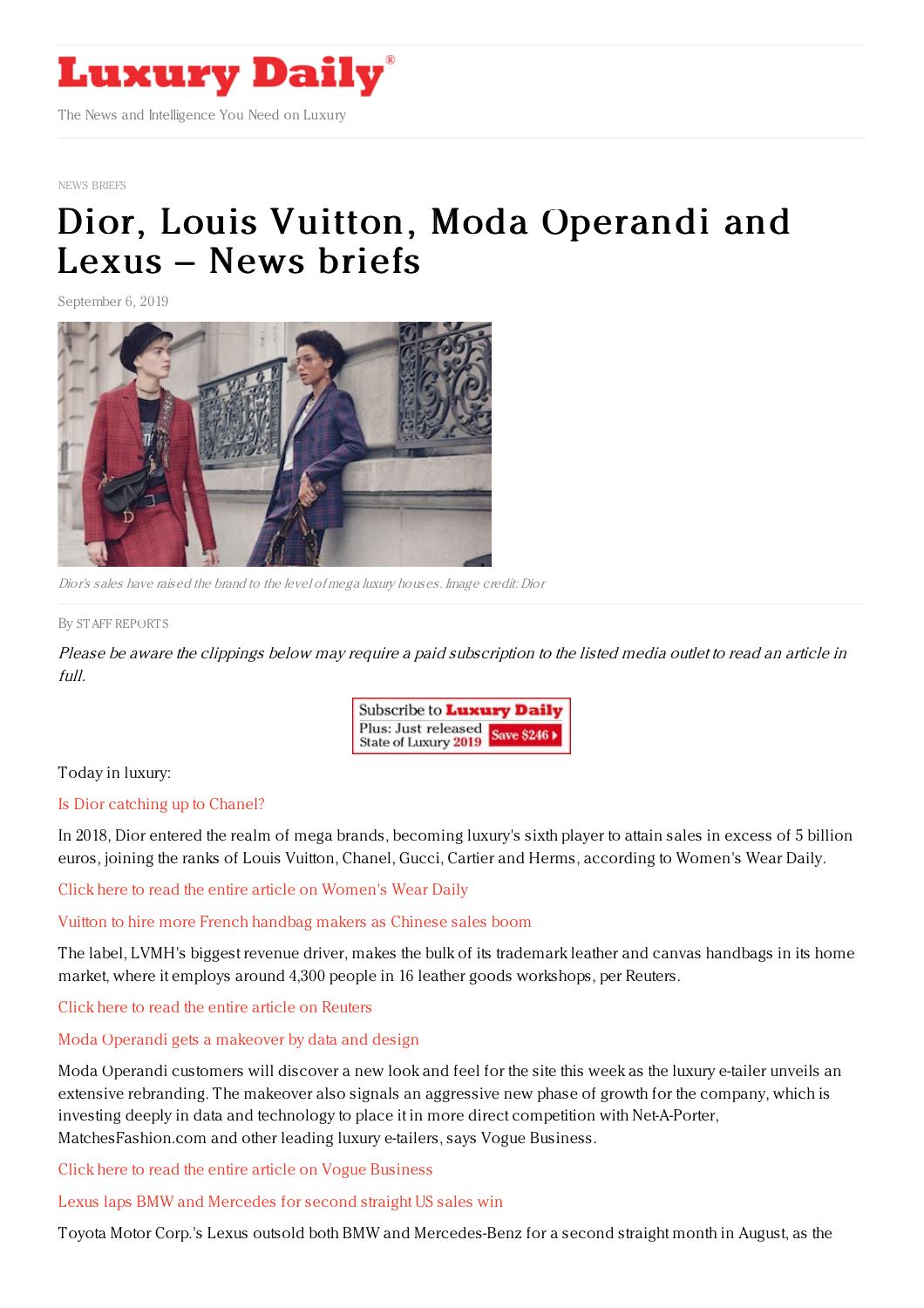# Luxury Daily

The News and Intelligence You Need on Luxury

NEWS BRIEFS

# Dior, Louis Vuitton, Moda Operandi and Lexus – News briefs

September 6, 2019

*Dior's sales have raised the brand to the level of mega luxury houses. Image credit: Dior*

By STAFF REPORTS

*Please be aware the clippings below may require a paid subscription to the listed media outlet to read an article in full.*

Subscribe to Luxury Daily
Plus: Just released State of Luxury 2019 Save $246

Today in luxury:

Is Dior catching up to Chanel?

In 2018, Dior entered the realm of mega brands, becoming luxury's sixth player to attain sales in excess of 5 billion euros, joining the ranks of Louis Vuitton, Chanel, Gucci, Cartier and Herms, according to Women's Wear Daily.

Click here to read the entire article on Women's Wear Daily

Vuitton to hire more French handbag makers as Chinese sales boom

The label, LVMH's biggest revenue driver, makes the bulk of its trademark leather and canvas handbags in its home market, where it employs around 4,300 people in 16 leather goods workshops, per Reuters.

Click here to read the entire article on Reuters

Moda Operandi gets a makeover by data and design

Moda Operandi customers will discover a new look and feel for the site this week as the luxury e-tailer unveils an extensive rebranding. The makeover also signals an aggressive new phase of growth for the company, which is investing deeply in data and technology to place it in more direct competition with Net-A-Porter, MatchesFashion.com and other leading luxury e-tailers, says Vogue Business.

Click here to read the entire article on Vogue Business

Lexus laps BMW and Mercedes for second straight US sales win

Toyota Motor Corp.'s Lexus outsold both BMW and Mercedes-Benz for a second straight month in August, as the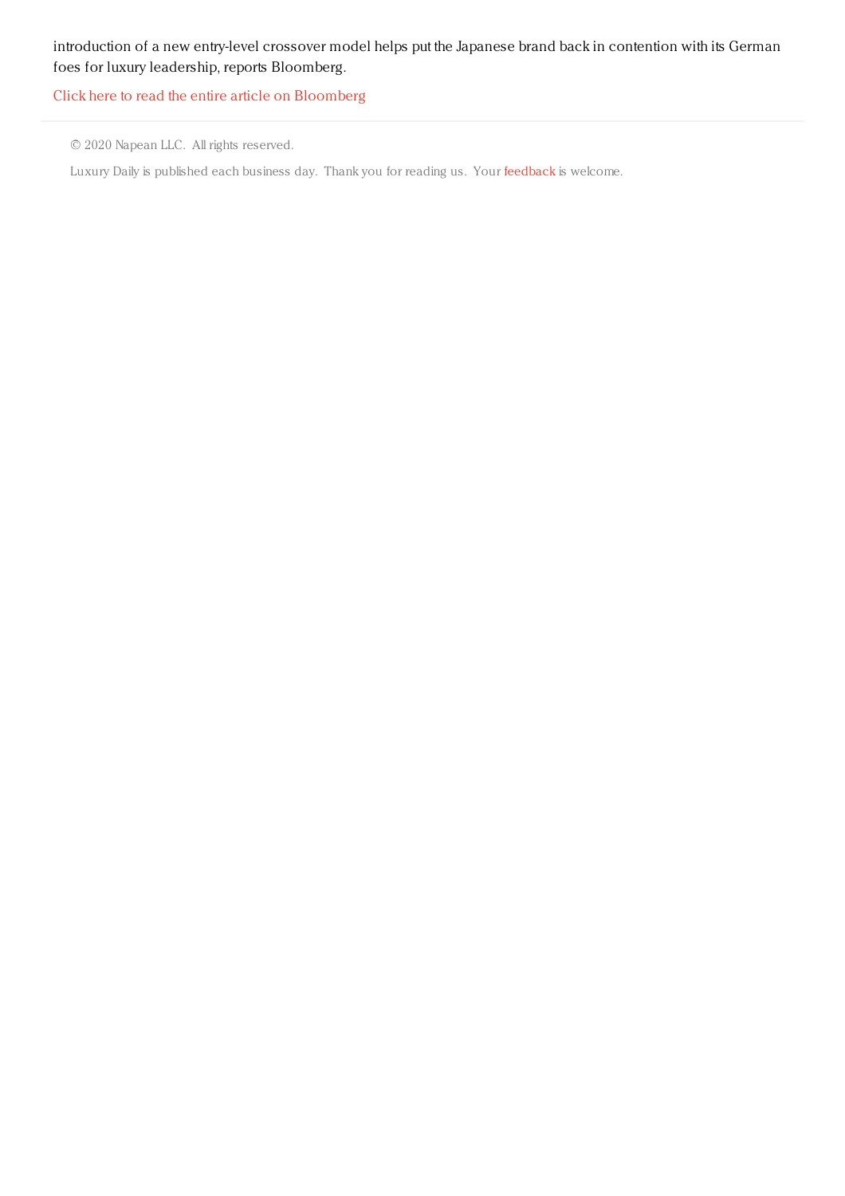introduction of a new entry-level crossover model helps put the Japanese brand back in contention with its German foes for luxury leadership, reports Bloomberg.

Click here to read the entire article on Bloomberg

---

© 2020 Napean LLC. All rights reserved.

Luxury Daily is published each business day. Thank you for reading us. Your feedback is welcome.